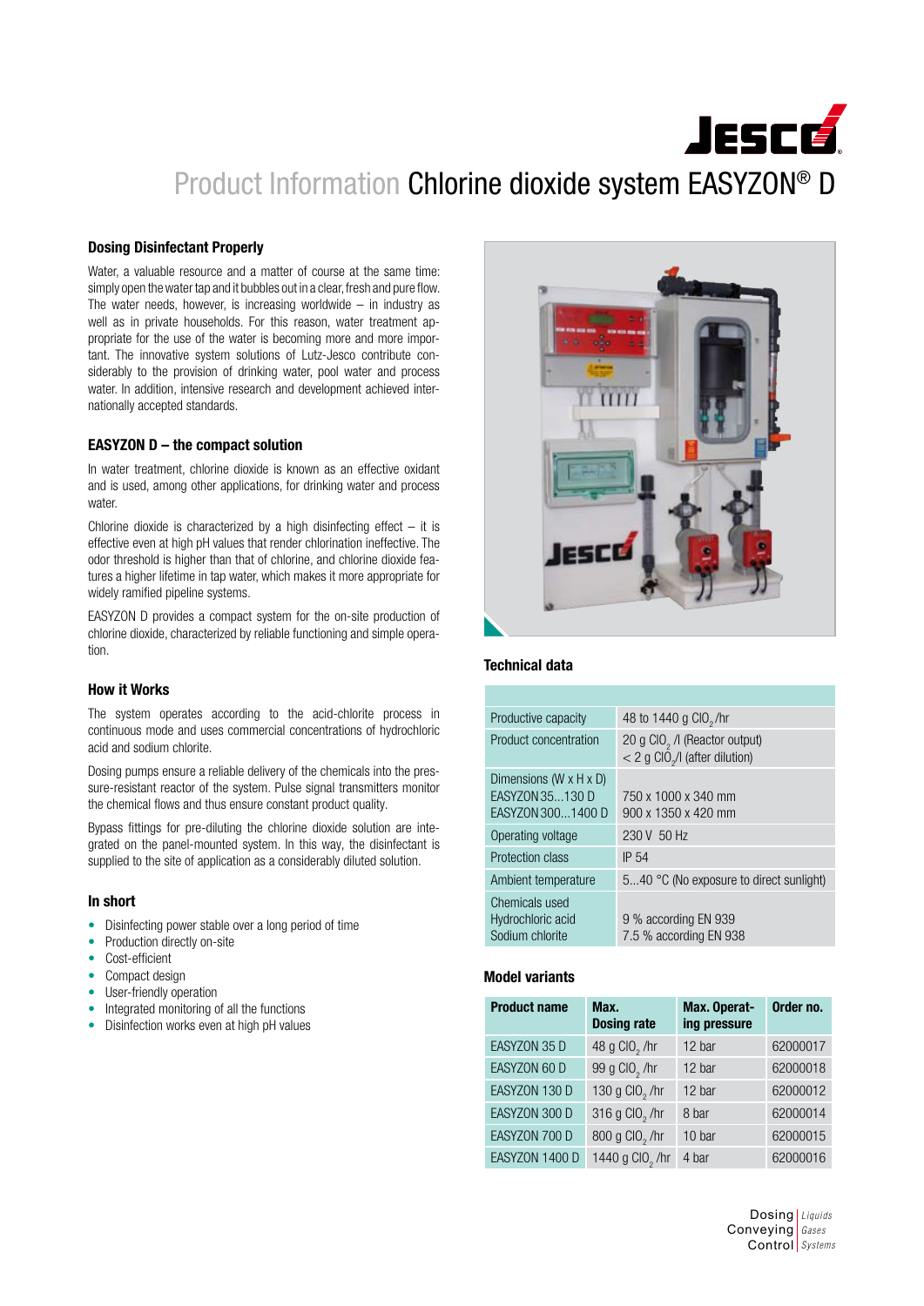# Product Information Chlorine dioxide system EASYZON® D

## Dosing Disinfectant Properly

Water, a valuable resource and a matter of course at the same time: simply open the water tap and it bubbles out in a clear, fresh and pure flow. The water needs, however, is increasing worldwide – in industry as well as in private households. For this reason, water treatment appropriate for the use of the water is becoming more and more important. The innovative system solutions of Lutz-Jesco contribute considerably to the provision of drinking water, pool water and process water. In addition, intensive research and development achieved internationally accepted standards.

## EASYZON D – the compact solution

In water treatment, chlorine dioxide is known as an effective oxidant and is used, among other applications, for drinking water and process water.

Chlorine dioxide is characterized by a high disinfecting effect – it is effective even at high pH values that render chlorination ineffective. The odor threshold is higher than that of chlorine, and chlorine dioxide features a higher lifetime in tap water, which makes it more appropriate for widely ramified pipeline systems.

EASYZON D provides a compact system for the on-site production of chlorine dioxide, characterized by reliable functioning and simple operation.

## How it Works

The system operates according to the acid-chlorite process in continuous mode and uses commercial concentrations of hydrochloric acid and sodium chlorite.

Dosing pumps ensure a reliable delivery of the chemicals into the pressure-resistant reactor of the system. Pulse signal transmitters monitor the chemical flows and thus ensure constant product quality.

Bypass fittings for pre-diluting the chlorine dioxide solution are integrated on the panel-mounted system. In this way, the disinfectant is supplied to the site of application as a considerably diluted solution.

## In short

- Disinfecting power stable over a long period of time
- Production directly on-site
- Cost-efficient
- Compact design
- User-friendly operation
- Integrated monitoring of all the functions
- Disinfection works even at high pH values

## Technical data

| | |
|---|---|
| Productive capacity | 48 to 1440 g $ClO_2$ /hr |
| Product concentration | 20 g $ClO_2$ /l (Reactor output)<br>< 2 g $ClO_2$/l (after dilution) |
| Dimensions (W x H x D)<br>EASYZON 35...130 D<br>EASYZON 300...1400 D | <br>750 x 1000 x 340 mm<br>900 x 1350 x 420 mm |
| Operating voltage | 230 V 50 Hz |
| Protection class | IP 54 |
| Ambient temperature | 5...40 °C (No exposure to direct sunlight) |
| Chemicals used<br>Hydrochloric acid<br>Sodium chlorite | <br>9 % according EN 939<br>7.5 % according EN 938 |

## Model variants

| Product name | Max. Dosing rate | Max. Operating pressure | Order no. |
|---|---|---|---|
| EASYZON 35 D | 48 g $ClO_2$ /hr | 12 bar | 62000017 |
| EASYZON 60 D | 99 g $ClO_2$ /hr | 12 bar | 62000018 |
| EASYZON 130 D | 130 g $ClO_2$ /hr | 12 bar | 62000012 |
| EASYZON 300 D | 316 g $ClO_2$ /hr | 8 bar | 62000014 |
| EASYZON 700 D | 800 g $ClO_2$ /hr | 10 bar | 62000015 |
| EASYZON 1400 D | 1440 g $ClO_2$ /hr | 4 bar | 62000016 |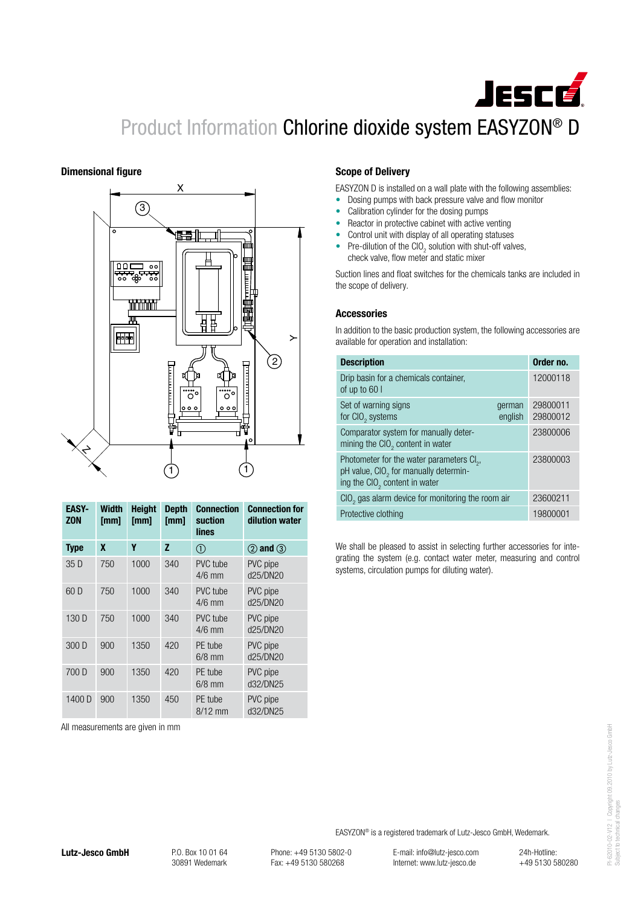# Product Information Chlorine dioxide system EASYZON® D

## Dimensional figure

X

Y

Z

3

2

1

1

| EASY-ZON | Width [mm] | Height [mm] | Depth [mm] | Connection suction lines | Connection for dilution water |
|---|---|---|---|---|---|
| **Type** | **X** | **Y** | **Z** | ① | ② and ③ |
| 35 D | 750 | 1000 | 340 | PVC tube 4/6 mm | PVC pipe d25/DN20 |
| 60 D | 750 | 1000 | 340 | PVC tube 4/6 mm | PVC pipe d25/DN20 |
| 130 D | 750 | 1000 | 340 | PVC tube 4/6 mm | PVC pipe d25/DN20 |
| 300 D | 900 | 1350 | 420 | PE tube 6/8 mm | PVC pipe d25/DN20 |
| 700 D | 900 | 1350 | 420 | PE tube 6/8 mm | PVC pipe d32/DN25 |
| 1400 D | 900 | 1350 | 450 | PE tube 8/12 mm | PVC pipe d32/DN25 |

All measurements are given in mm

## Scope of Delivery

EASYZON D is installed on a wall plate with the following assemblies:

- Dosing pumps with back pressure valve and flow monitor
- Calibration cylinder for the dosing pumps
- Reactor in protective cabinet with active venting
- Control unit with display of all operating statuses
- Pre-dilution of the $ClO_2$ solution with shut-off valves, check valve, flow meter and static mixer

Suction lines and float switches for the chemicals tanks are included in the scope of delivery.

## Accessories

In addition to the basic production system, the following accessories are available for operation and installation:

| Description | Order no. |
|---|---|
| Drip basin for a chemicals container, of up to 60 l | 12000118 |
| Set of warning signs for $ClO_2$ systems german | 29800011 |
| Set of warning signs for $ClO_2$ systems english | 29800012 |
| Comparator system for manually determining the $ClO_2$ content in water | 23800006 |
| Photometer for the water parameters $Cl_2$, pH value, $ClO_2$ for manually determining the $ClO_2$ content in water | 23800003 |
| $ClO_2$ gas alarm device for monitoring the room air | 23600211 |
| Protective clothing | 19800001 |

We shall be pleased to assist in selecting further accessories for integrating the system (e.g. contact water meter, measuring and control systems, circulation pumps for diluting water).

EASYZON® is a registered trademark of Lutz-Jesco GmbH, Wedemark.

**Lutz-Jesco GmbH** P.O. Box 10 01 64, 30891 Wedemark | Phone: +49 5130 5802-0, Fax: +49 5130 580268 | E-mail: info@lutz-jesco.com, Internet: www.lutz-jesco.de | 24h-Hotline: +49 5130 580280

PI-62010-02-V12 | Copyright 09.2010 by Lutz-Jesco GmbH
Subject to technical changes